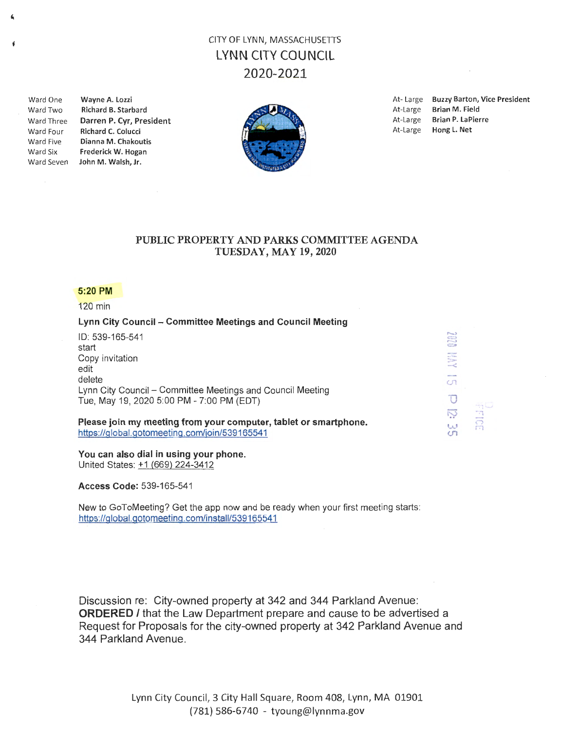CITY OF LYNN, MASSACHUSETTS

# LYNN CITY COUNCIL

## 2020-2021

| | |
|---|---|
| Ward One | Wayne A. Lozzi |
| Ward Two | Richard B. Starbard |
| Ward Three | Darren P. Cyr, President |
| Ward Four | Richard C. Colucci |
| Ward Five | Dianna M. Chakoutis |
| Ward Six | Frederick W. Hogan |
| Ward Seven | John M. Walsh, Jr. |

| | |
|---|---|
| At-Large | Buzzy Barton, Vice President |
| At-Large | Brian M. Field |
| At-Large | Brian P. LaPierre |
| At-Large | Hong L. Net |

## PUBLIC PROPERTY AND PARKS COMMITTEE AGENDA
## TUESDAY, MAY 19, 2020

**5:20 PM**

120 min

**Lynn City Council – Committee Meetings and Council Meeting**

ID: 539-165-541
start
Copy invitation
edit
delete
Lynn City Council – Committee Meetings and Council Meeting
Tue, May 19, 2020 5:00 PM - 7:00 PM (EDT)

**Please join my meeting from your computer, tablet or smartphone.**
https://global.gotomeeting.com/join/539165541

**You can also dial in using your phone.**
United States: +1 (669) 224-3412

**Access Code:** 539-165-541

New to GoToMeeting? Get the app now and be ready when your first meeting starts:
https://global.gotomeeting.com/install/539165541

2020 MAY 15 P 12: 35

Discussion re: City-owned property at 342 and 344 Parkland Avenue:
**ORDERED /** that the Law Department prepare and cause to be advertised a Request for Proposals for the city-owned property at 342 Parkland Avenue and 344 Parkland Avenue.

Lynn City Council, 3 City Hall Square, Room 408, Lynn, MA 01901
(781) 586-6740 - tyoung@lynnma.gov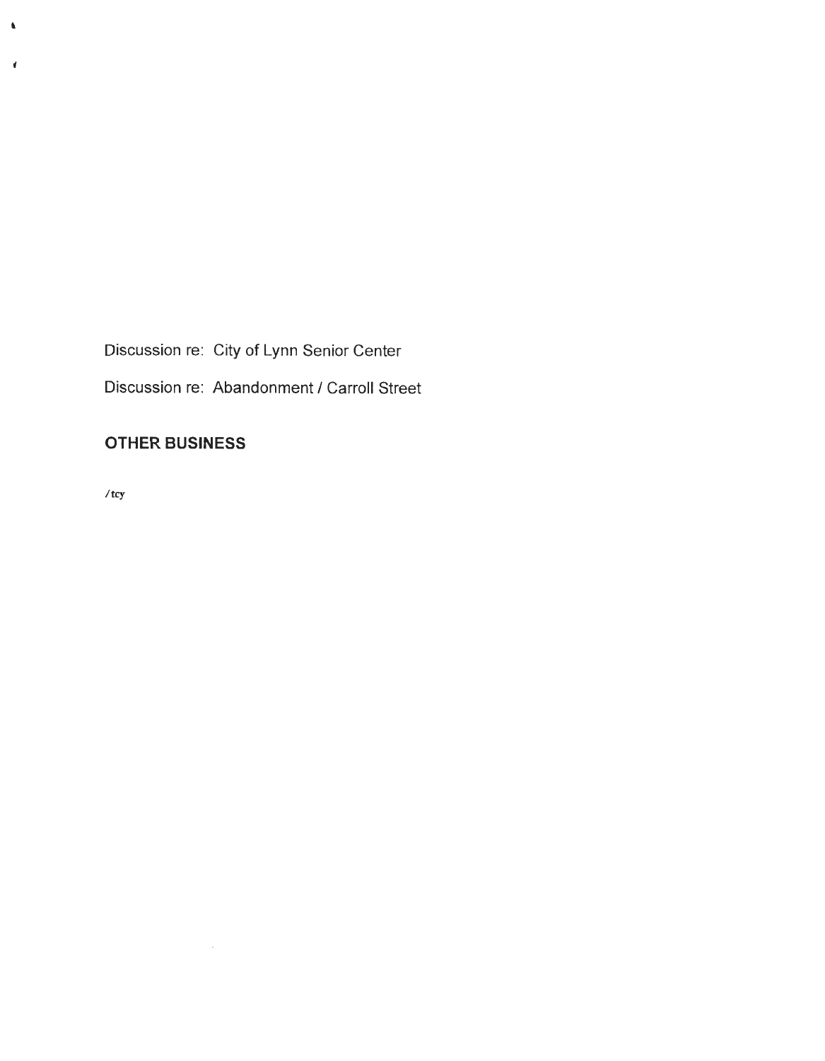Discussion re: City of Lynn Senior Center

Discussion re: Abandonment / Carroll Street

## OTHER BUSINESS

/tcy